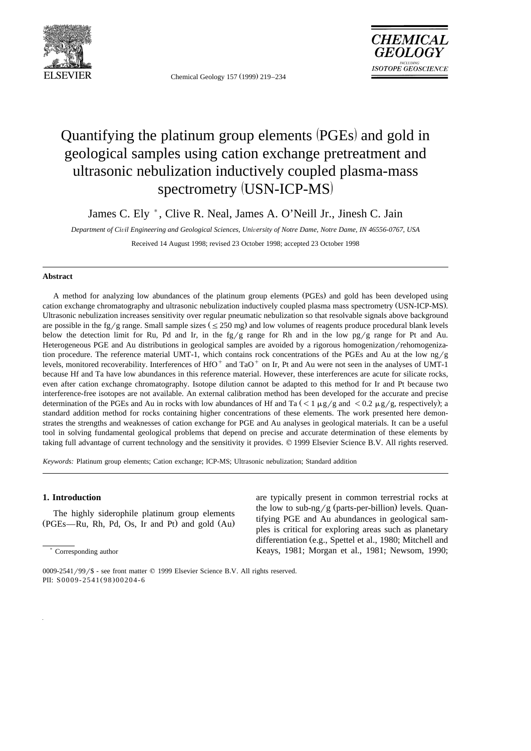# Quantifying the platinum group elements (PGEs) and gold in geological samples using cation exchange pretreatment and ultrasonic nebulization inductively coupled plasma-mass spectrometry (USN-ICP-MS)

James C. Ely *, Clive R. Neal, James A. O'Neill Jr., Jinesh C. Jain

*Department of Civil Engineering and Geological Sciences, University of Notre Dame, Notre Dame, IN 46556-0767, USA*

Received 14 August 1998; revised 23 October 1998; accepted 23 October 1998

## Abstract

A method for analyzing low abundances of the platinum group elements (PGEs) and gold has been developed using cation exchange chromatography and ultrasonic nebulization inductively coupled plasma mass spectrometry (USN-ICP-MS). Ultrasonic nebulization increases sensitivity over regular pneumatic nebulization so that resolvable signals above background are possible in the fg/g range. Small sample sizes (≤ 250 mg) and low volumes of reagents produce procedural blank levels below the detection limit for Ru, Pd and Ir, in the fg/g range for Rh and in the low pg/g range for Pt and Au. Heterogeneous PGE and Au distributions in geological samples are avoided by a rigorous homogenization/rehomogenization procedure. The reference material UMT-1, which contains rock concentrations of the PGEs and Au at the low ng/g levels, monitored recoverability. Interferences of $HfO^+$ and $TaO^+$ on Ir, Pt and Au were not seen in the analyses of UMT-1 because Hf and Ta have low abundances in this reference material. However, these interferences are acute for silicate rocks, even after cation exchange chromatography. Isotope dilution cannot be adapted to this method for Ir and Pt because two interference-free isotopes are not available. An external calibration method has been developed for the accurate and precise determination of the PGEs and Au in rocks with low abundances of Hf and Ta (< 1 μg/g and < 0.2 μg/g, respectively); a standard addition method for rocks containing higher concentrations of these elements. The work presented here demonstrates the strengths and weaknesses of cation exchange for PGE and Au analyses in geological materials. It can be a useful tool in solving fundamental geological problems that depend on precise and accurate determination of these elements by taking full advantage of current technology and the sensitivity it provides. © 1999 Elsevier Science B.V. All rights reserved.

*Keywords:* Platinum group elements; Cation exchange; ICP-MS; Ultrasonic nebulization; Standard addition

## 1. Introduction

The highly siderophile platinum group elements (PGEs—Ru, Rh, Pd, Os, Ir and Pt) and gold (Au) are typically present in common terrestrial rocks at the low to sub-ng/g (parts-per-billion) levels. Quantifying PGE and Au abundances in geological samples is critical for exploring areas such as planetary differentiation (e.g., Spettel et al., 1980; Mitchell and Keays, 1981; Morgan et al., 1981; Newsom, 1990;

\* Corresponding author

0009-2541/99/$ - see front matter © 1999 Elsevier Science B.V. All rights reserved.
PII: S0009-2541(98)00204-6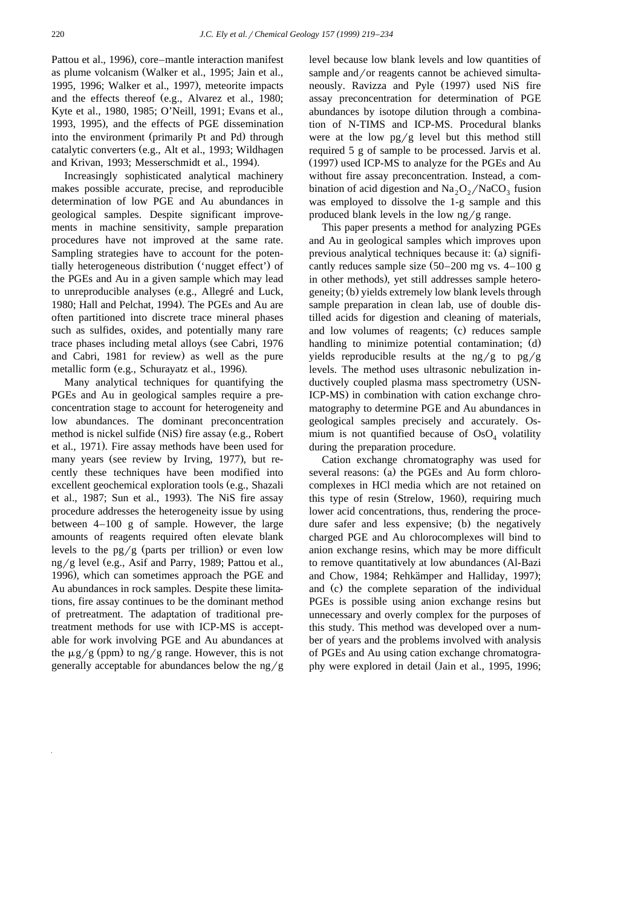Pattou et al., 1996), core–mantle interaction manifest as plume volcanism (Walker et al., 1995; Jain et al., 1995, 1996; Walker et al., 1997), meteorite impacts and the effects thereof (e.g., Alvarez et al., 1980; Kyte et al., 1980, 1985; O'Neill, 1991; Evans et al., 1993, 1995), and the effects of PGE dissemination into the environment (primarily Pt and Pd) through catalytic converters (e.g., Alt et al., 1993; Wildhagen and Krivan, 1993; Messerschmidt et al., 1994).

Increasingly sophisticated analytical machinery makes possible accurate, precise, and reproducible determination of low PGE and Au abundances in geological samples. Despite significant improvements in machine sensitivity, sample preparation procedures have not improved at the same rate. Sampling strategies have to account for the potentially heterogeneous distribution ('nugget effect') of the PGEs and Au in a given sample which may lead to unreproducible analyses (e.g., Allegré and Luck, 1980; Hall and Pelchat, 1994). The PGEs and Au are often partitioned into discrete trace mineral phases such as sulfides, oxides, and potentially many rare trace phases including metal alloys (see Cabri, 1976 and Cabri, 1981 for review) as well as the pure metallic form (e.g., Schurayatz et al., 1996).

Many analytical techniques for quantifying the PGEs and Au in geological samples require a preconcentration stage to account for heterogeneity and low abundances. The dominant preconcentration method is nickel sulfide (NiS) fire assay (e.g., Robert et al., 1971). Fire assay methods have been used for many years (see review by Irving, 1977), but recently these techniques have been modified into excellent geochemical exploration tools (e.g., Shazali et al., 1987; Sun et al., 1993). The NiS fire assay procedure addresses the heterogeneity issue by using between 4–100 g of sample. However, the large amounts of reagents required often elevate blank levels to the pg/g (parts per trillion) or even low ng/g level (e.g., Asif and Parry, 1989; Pattou et al., 1996), which can sometimes approach the PGE and Au abundances in rock samples. Despite these limitations, fire assay continues to be the dominant method of pretreatment. The adaptation of traditional pretreatment methods for use with ICP-MS is acceptable for work involving PGE and Au abundances at the μg/g (ppm) to ng/g range. However, this is not generally acceptable for abundances below the ng/g level because low blank levels and low quantities of sample and/or reagents cannot be achieved simultaneously. Ravizza and Pyle (1997) used NiS fire assay preconcentration for determination of PGE abundances by isotope dilution through a combination of N-TIMS and ICP-MS. Procedural blanks were at the low pg/g level but this method still required 5 g of sample to be processed. Jarvis et al. (1997) used ICP-MS to analyze for the PGEs and Au without fire assay preconcentration. Instead, a combination of acid digestion and $Na_2O_2/NaCO_3$ fusion was employed to dissolve the 1-g sample and this produced blank levels in the low ng/g range.

This paper presents a method for analyzing PGEs and Au in geological samples which improves upon previous analytical techniques because it: (a) significantly reduces sample size (50–200 mg vs. 4–100 g in other methods), yet still addresses sample heterogeneity; (b) yields extremely low blank levels through sample preparation in clean lab, use of double distilled acids for digestion and cleaning of materials, and low volumes of reagents; (c) reduces sample handling to minimize potential contamination; (d) yields reproducible results at the ng/g to pg/g levels. The method uses ultrasonic nebulization inductively coupled plasma mass spectrometry (USN-ICP-MS) in combination with cation exchange chromatography to determine PGE and Au abundances in geological samples precisely and accurately. Osmium is not quantified because of $OsO_4$ volatility during the preparation procedure.

Cation exchange chromatography was used for several reasons: (a) the PGEs and Au form chlorocomplexes in HCl media which are not retained on this type of resin (Strelow, 1960), requiring much lower acid concentrations, thus, rendering the procedure safer and less expensive; (b) the negatively charged PGE and Au chlorocomplexes will bind to anion exchange resins, which may be more difficult to remove quantitatively at low abundances (Al-Bazi and Chow, 1984; Rehkämper and Halliday, 1997); and (c) the complete separation of the individual PGEs is possible using anion exchange resins but unnecessary and overly complex for the purposes of this study. This method was developed over a number of years and the problems involved with analysis of PGEs and Au using cation exchange chromatography were explored in detail (Jain et al., 1995, 1996;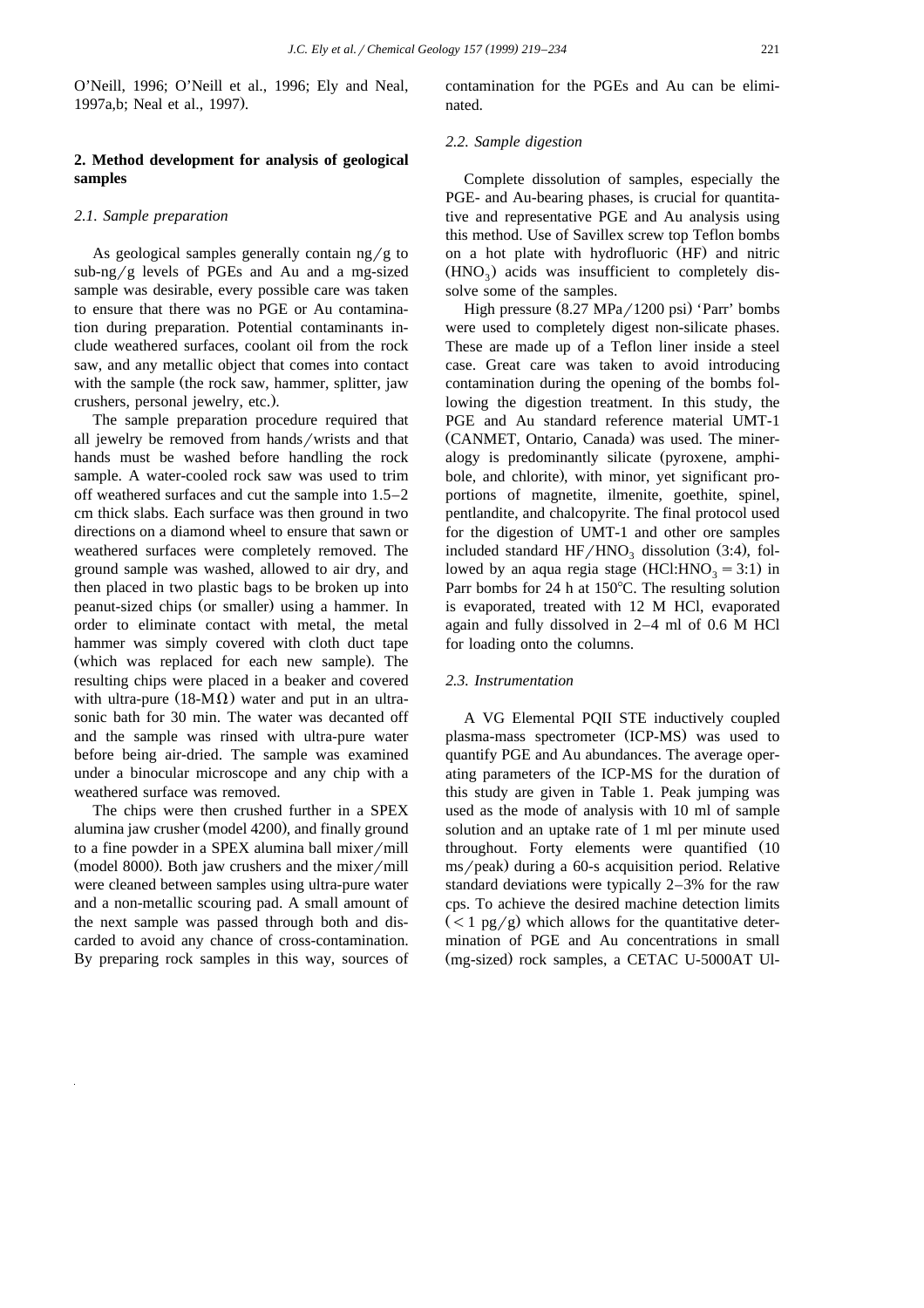O'Neill, 1996; O'Neill et al., 1996; Ely and Neal, 1997a,b; Neal et al., 1997).

## 2. Method development for analysis of geological samples

### 2.1. Sample preparation

As geological samples generally contain ng/g to sub-ng/g levels of PGEs and Au and a mg-sized sample was desirable, every possible care was taken to ensure that there was no PGE or Au contamination during preparation. Potential contaminants include weathered surfaces, coolant oil from the rock saw, and any metallic object that comes into contact with the sample (the rock saw, hammer, splitter, jaw crushers, personal jewelry, etc.).

The sample preparation procedure required that all jewelry be removed from hands/wrists and that hands must be washed before handling the rock sample. A water-cooled rock saw was used to trim off weathered surfaces and cut the sample into 1.5–2 cm thick slabs. Each surface was then ground in two directions on a diamond wheel to ensure that sawn or weathered surfaces were completely removed. The ground sample was washed, allowed to air dry, and then placed in two plastic bags to be broken up into peanut-sized chips (or smaller) using a hammer. In order to eliminate contact with metal, the metal hammer was simply covered with cloth duct tape (which was replaced for each new sample). The resulting chips were placed in a beaker and covered with ultra-pure (18-M$\Omega$) water and put in an ultrasonic bath for 30 min. The water was decanted off and the sample was rinsed with ultra-pure water before being air-dried. The sample was examined under a binocular microscope and any chip with a weathered surface was removed.

The chips were then crushed further in a SPEX alumina jaw crusher (model 4200), and finally ground to a fine powder in a SPEX alumina ball mixer/mill (model 8000). Both jaw crushers and the mixer/mill were cleaned between samples using ultra-pure water and a non-metallic scouring pad. A small amount of the next sample was passed through both and discarded to avoid any chance of cross-contamination. By preparing rock samples in this way, sources of contamination for the PGEs and Au can be eliminated.

### 2.2. Sample digestion

Complete dissolution of samples, especially the PGE- and Au-bearing phases, is crucial for quantitative and representative PGE and Au analysis using this method. Use of Savillex screw top Teflon bombs on a hot plate with hydrofluoric (HF) and nitric ($HNO_3$) acids was insufficient to completely dissolve some of the samples.

High pressure (8.27 MPa/1200 psi) 'Parr' bombs were used to completely digest non-silicate phases. These are made up of a Teflon liner inside a steel case. Great care was taken to avoid introducing contamination during the opening of the bombs following the digestion treatment. In this study, the PGE and Au standard reference material UMT-1 (CANMET, Ontario, Canada) was used. The mineralogy is predominantly silicate (pyroxene, amphibole, and chlorite), with minor, yet significant proportions of magnetite, ilmenite, goethite, spinel, pentlandite, and chalcopyrite. The final protocol used for the digestion of UMT-1 and other ore samples included standard $HF/HNO_3$ dissolution (3:4), followed by an aqua regia stage ($HCl:HNO_3 = 3:1$) in Parr bombs for 24 h at 150°C. The resulting solution is evaporated, treated with 12 M HCl, evaporated again and fully dissolved in 2–4 ml of 0.6 M HCl for loading onto the columns.

### 2.3. Instrumentation

A VG Elemental PQII STE inductively coupled plasma-mass spectrometer (ICP-MS) was used to quantify PGE and Au abundances. The average operating parameters of the ICP-MS for the duration of this study are given in Table 1. Peak jumping was used as the mode of analysis with 10 ml of sample solution and an uptake rate of 1 ml per minute used throughout. Forty elements were quantified (10 ms/peak) during a 60-s acquisition period. Relative standard deviations were typically 2–3% for the raw cps. To achieve the desired machine detection limits ($< 1$ pg/g) which allows for the quantitative determination of PGE and Au concentrations in small (mg-sized) rock samples, a CETAC U-5000AT Ul-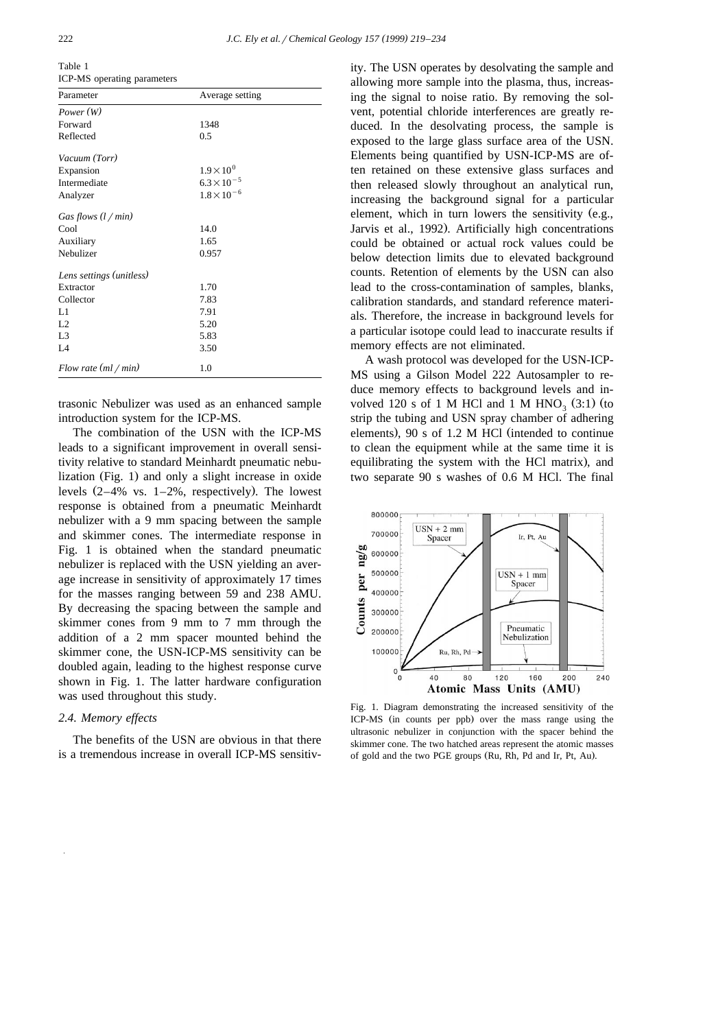Table 1
ICP-MS operating parameters

| Parameter | Average setting |
|---|---|
| *Power (W)* | |
| Forward | 1348 |
| Reflected | 0.5 |
| *Vacuum (Torr)* | |
| Expansion | $1.9\times10^{0}$ |
| Intermediate | $6.3\times10^{-5}$ |
| Analyzer | $1.8\times10^{-6}$ |
| *Gas flows (l / min)* | |
| Cool | 14.0 |
| Auxiliary | 1.65 |
| Nebulizer | 0.957 |
| *Lens settings (unitless)* | |
| Extractor | 1.70 |
| Collector | 7.83 |
| L1 | 7.91 |
| L2 | 5.20 |
| L3 | 5.83 |
| L4 | 3.50 |
| *Flow rate (ml / min)* | 1.0 |

trasonic Nebulizer was used as an enhanced sample introduction system for the ICP-MS.

The combination of the USN with the ICP-MS leads to a significant improvement in overall sensitivity relative to standard Meinhardt pneumatic nebulization (Fig. 1) and only a slight increase in oxide levels (2–4% vs. 1–2%, respectively). The lowest response is obtained from a pneumatic Meinhardt nebulizer with a 9 mm spacing between the sample and skimmer cones. The intermediate response in Fig. 1 is obtained when the standard pneumatic nebulizer is replaced with the USN yielding an average increase in sensitivity of approximately 17 times for the masses ranging between 59 and 238 AMU. By decreasing the spacing between the sample and skimmer cones from 9 mm to 7 mm through the addition of a 2 mm spacer mounted behind the skimmer cone, the USN-ICP-MS sensitivity can be doubled again, leading to the highest response curve shown in Fig. 1. The latter hardware configuration was used throughout this study.

### 2.4. Memory effects

The benefits of the USN are obvious in that there is a tremendous increase in overall ICP-MS sensitivity. The USN operates by desolvating the sample and allowing more sample into the plasma, thus, increasing the signal to noise ratio. By removing the solvent, potential chloride interferences are greatly reduced. In the desolvating process, the sample is exposed to the large glass surface area of the USN. Elements being quantified by USN-ICP-MS are often retained on these extensive glass surfaces and then released slowly throughout an analytical run, increasing the background signal for a particular element, which in turn lowers the sensitivity (e.g., Jarvis et al., 1992). Artificially high concentrations could be obtained or actual rock values could be below detection limits due to elevated background counts. Retention of elements by the USN can also lead to the cross-contamination of samples, blanks, calibration standards, and standard reference materials. Therefore, the increase in background levels for a particular isotope could lead to inaccurate results if memory effects are not eliminated.

A wash protocol was developed for the USN-ICP-MS using a Gilson Model 222 Autosampler to reduce memory effects to background levels and involved 120 s of 1 M HCl and 1 M $HNO_3$ (3:1) (to strip the tubing and USN spray chamber of adhering elements), 90 s of 1.2 M HCl (intended to continue to clean the equipment while at the same time it is equilibrating the system with the HCl matrix), and two separate 90 s washes of 0.6 M HCl. The final

Fig. 1. Diagram demonstrating the increased sensitivity of the ICP-MS (in counts per ppb) over the mass range using the ultrasonic nebulizer in conjunction with the spacer behind the skimmer cone. The two hatched areas represent the atomic masses of gold and the two PGE groups (Ru, Rh, Pd and Ir, Pt, Au).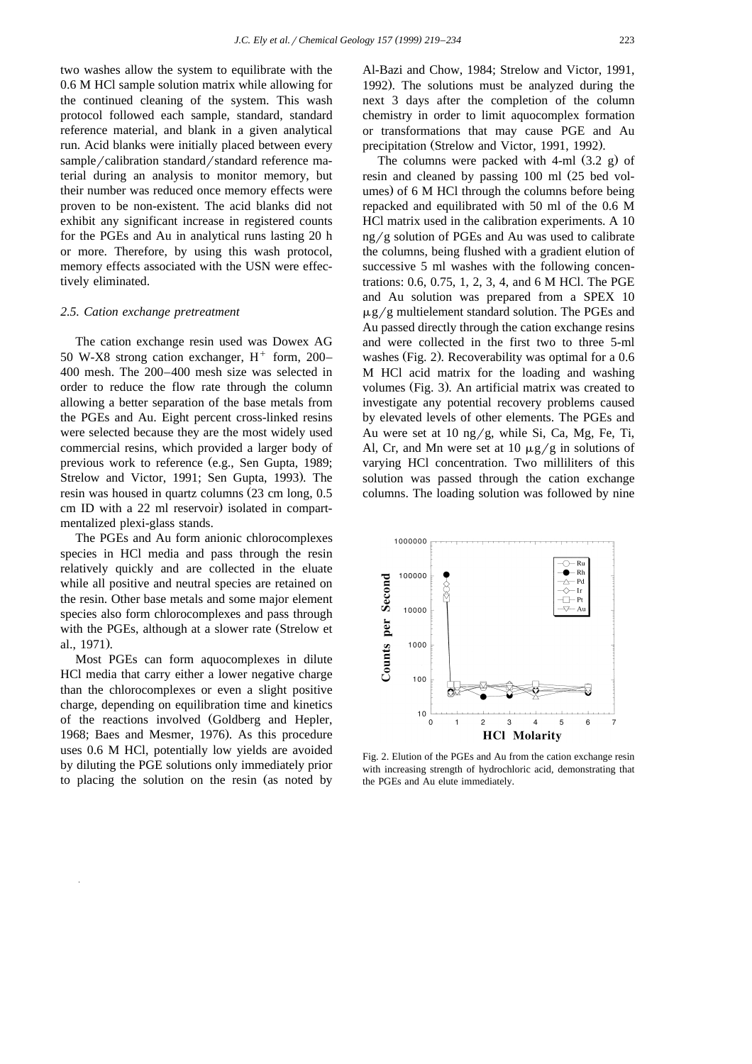two washes allow the system to equilibrate with the 0.6 M HCl sample solution matrix while allowing for the continued cleaning of the system. This wash protocol followed each sample, standard, standard reference material, and blank in a given analytical run. Acid blanks were initially placed between every sample/calibration standard/standard reference material during an analysis to monitor memory, but their number was reduced once memory effects were proven to be non-existent. The acid blanks did not exhibit any significant increase in registered counts for the PGEs and Au in analytical runs lasting 20 h or more. Therefore, by using this wash protocol, memory effects associated with the USN were effectively eliminated.

### 2.5. Cation exchange pretreatment

The cation exchange resin used was Dowex AG 50 W-X8 strong cation exchanger, $H^+$ form, 200–400 mesh. The 200–400 mesh size was selected in order to reduce the flow rate through the column allowing a better separation of the base metals from the PGEs and Au. Eight percent cross-linked resins were selected because they are the most widely used commercial resins, which provided a larger body of previous work to reference (e.g., Sen Gupta, 1989; Strelow and Victor, 1991; Sen Gupta, 1993). The resin was housed in quartz columns (23 cm long, 0.5 cm ID with a 22 ml reservoir) isolated in compartmentalized plexi-glass stands.

The PGEs and Au form anionic chlorocomplexes species in HCl media and pass through the resin relatively quickly and are collected in the eluate while all positive and neutral species are retained on the resin. Other base metals and some major element species also form chlorocomplexes and pass through with the PGEs, although at a slower rate (Strelow et al., 1971).

Most PGEs can form aquocomplexes in dilute HCl media that carry either a lower negative charge than the chlorocomplexes or even a slight positive charge, depending on equilibration time and kinetics of the reactions involved (Goldberg and Hepler, 1968; Baes and Mesmer, 1976). As this procedure uses 0.6 M HCl, potentially low yields are avoided by diluting the PGE solutions only immediately prior to placing the solution on the resin (as noted by Al-Bazi and Chow, 1984; Strelow and Victor, 1991, 1992). The solutions must be analyzed during the next 3 days after the completion of the column chemistry in order to limit aquocomplex formation or transformations that may cause PGE and Au precipitation (Strelow and Victor, 1991, 1992).

The columns were packed with 4-ml (3.2 g) of resin and cleaned by passing 100 ml (25 bed volumes) of 6 M HCl through the columns before being repacked and equilibrated with 50 ml of the 0.6 M HCl matrix used in the calibration experiments. A 10 ng/g solution of PGEs and Au was used to calibrate the columns, being flushed with a gradient elution of successive 5 ml washes with the following concentrations: 0.6, 0.75, 1, 2, 3, 4, and 6 M HCl. The PGE and Au solution was prepared from a SPEX 10 μg/g multielement standard solution. The PGEs and Au passed directly through the cation exchange resins and were collected in the first two to three 5-ml washes (Fig. 2). Recoverability was optimal for a 0.6 M HCl acid matrix for the loading and washing volumes (Fig. 3). An artificial matrix was created to investigate any potential recovery problems caused by elevated levels of other elements. The PGEs and Au were set at 10 ng/g, while Si, Ca, Mg, Fe, Ti, Al, Cr, and Mn were set at 10 μg/g in solutions of varying HCl concentration. Two milliliters of this solution was passed through the cation exchange columns. The loading solution was followed by nine

Fig. 2. Elution of the PGEs and Au from the cation exchange resin with increasing strength of hydrochloric acid, demonstrating that the PGEs and Au elute immediately.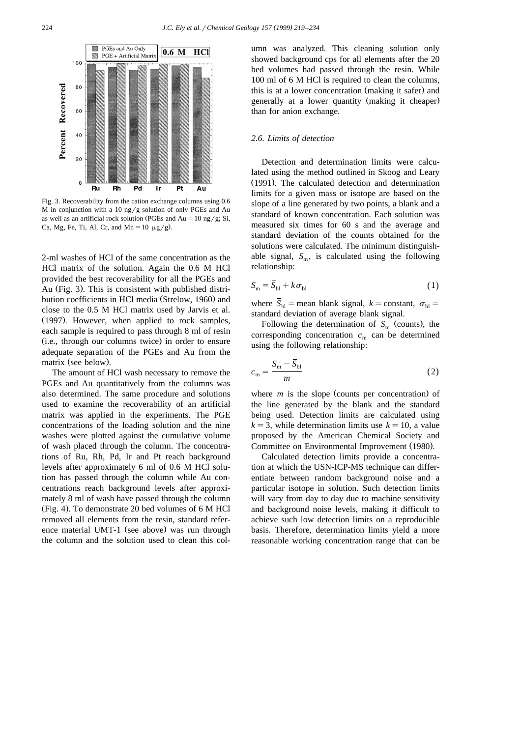Fig. 3. Recoverability from the cation exchange columns using 0.6 M in conjunction with a 10 ng/g solution of only PGEs and Au as well as an artificial rock solution (PGEs and Au = 10 ng/g; Si, Ca, Mg, Fe, Ti, Al, Cr, and Mn = 10 μg/g).

2-ml washes of HCl of the same concentration as the HCl matrix of the solution. Again the 0.6 M HCl provided the best recoverability for all the PGEs and Au (Fig. 3). This is consistent with published distribution coefficients in HCl media (Strelow, 1960) and close to the 0.5 M HCl matrix used by Jarvis et al. (1997). However, when applied to rock samples, each sample is required to pass through 8 ml of resin (i.e., through our columns twice) in order to ensure adequate separation of the PGEs and Au from the matrix (see below).

The amount of HCl wash necessary to remove the PGEs and Au quantitatively from the columns was also determined. The same procedure and solutions used to examine the recoverability of an artificial matrix was applied in the experiments. The PGE concentrations of the loading solution and the nine washes were plotted against the cumulative volume of wash placed through the column. The concentrations of Ru, Rh, Pd, Ir and Pt reach background levels after approximately 6 ml of 0.6 M HCl solution has passed through the column while Au concentrations reach background levels after approximately 8 ml of wash have passed through the column (Fig. 4). To demonstrate 20 bed volumes of 6 M HCl removed all elements from the resin, standard reference material UMT-1 (see above) was run through the column and the solution used to clean this column was analyzed. This cleaning solution only showed background cps for all elements after the 20 bed volumes had passed through the resin. While 100 ml of 6 M HCl is required to clean the columns, this is at a lower concentration (making it safer) and generally at a lower quantity (making it cheaper) than for anion exchange.

### 2.6. Limits of detection

Detection and determination limits were calculated using the method outlined in Skoog and Leary (1991). The calculated detection and determination limits for a given mass or isotope are based on the slope of a line generated by two points, a blank and a standard of known concentration. Each solution was measured six times for 60 s and the average and standard deviation of the counts obtained for the solutions were calculated. The minimum distinguishable signal, $S_m$, is calculated using the following relationship:

$$S_m = \bar{S}_{bl} + k\sigma_{bl} \tag{1}$$

where $\bar{S}_{bl}$ = mean blank signal, $k$ = constant, $\sigma_{bl}$ = standard deviation of average blank signal.

Following the determination of $S_m$ (counts), the corresponding concentration $c_m$ can be determined using the following relationship:

$$c_m = \frac{S_m - \bar{S}_{bl}}{m} \tag{2}$$

where $m$ is the slope (counts per concentration) of the line generated by the blank and the standard being used. Detection limits are calculated using $k = 3$, while determination limits use $k = 10$, a value proposed by the American Chemical Society and Committee on Environmental Improvement (1980).

Calculated detection limits provide a concentration at which the USN-ICP-MS technique can differentiate between random background noise and a particular isotope in solution. Such detection limits will vary from day to day due to machine sensitivity and background noise levels, making it difficult to achieve such low detection limits on a reproducible basis. Therefore, determination limits yield a more reasonable working concentration range that can be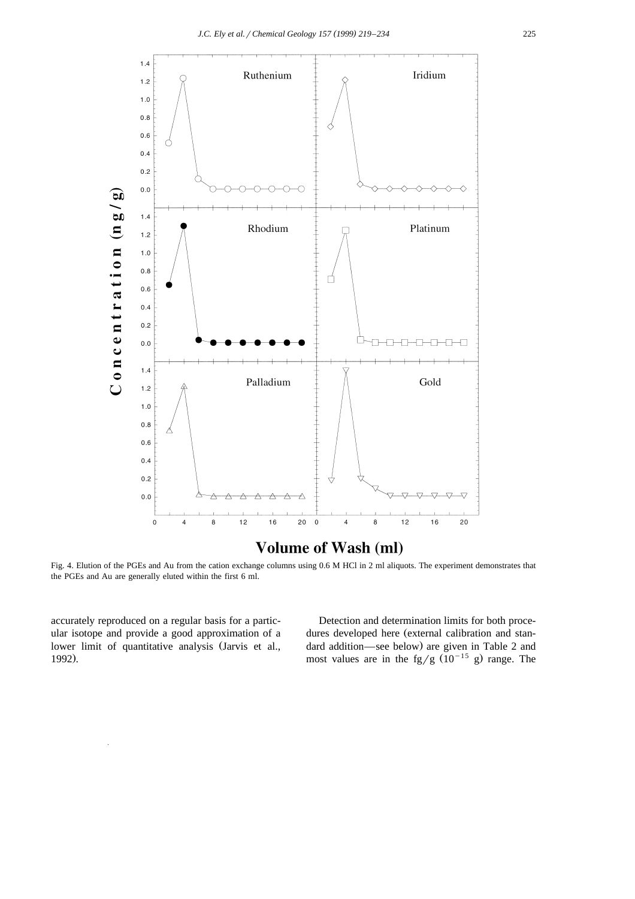Fig. 4. Elution of the PGEs and Au from the cation exchange columns using 0.6 M HCl in 2 ml aliquots. The experiment demonstrates that the PGEs and Au are generally eluted within the first 6 ml.

accurately reproduced on a regular basis for a particular isotope and provide a good approximation of a lower limit of quantitative analysis (Jarvis et al., 1992).

Detection and determination limits for both procedures developed here (external calibration and standard addition—see below) are given in Table 2 and most values are in the fg/g ($10^{-15}$ g) range. The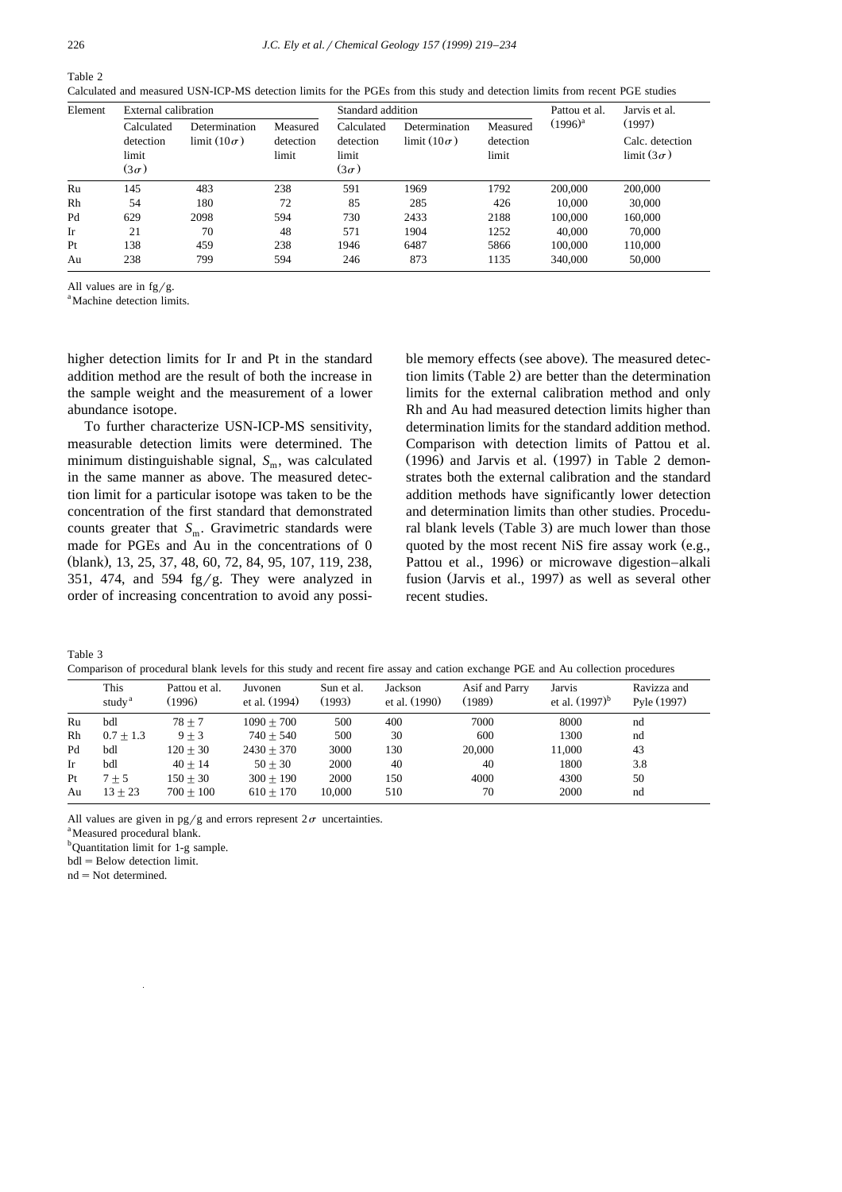Table 2
Calculated and measured USN-ICP-MS detection limits for the PGEs from this study and detection limits from recent PGE studies

| Element | External calibration | | | Standard addition | | | Pattou et al. (1996)[a] | Jarvis et al. (1997) |
|---|---|---|---|---|---|---|---|---|
| | Calculated detection limit ($3\sigma$) | Determination limit ($10\sigma$) | Measured detection limit | Calculated detection limit ($3\sigma$) | Determination limit ($10\sigma$) | Measured detection limit | | Calc. detection limit ($3\sigma$) |
| Ru | 145 | 483 | 238 | 591 | 1969 | 1792 | 200,000 | 200,000 |
| Rh | 54 | 180 | 72 | 85 | 285 | 426 | 10,000 | 30,000 |
| Pd | 629 | 2098 | 594 | 730 | 2433 | 2188 | 100,000 | 160,000 |
| Ir | 21 | 70 | 48 | 571 | 1904 | 1252 | 40,000 | 70,000 |
| Pt | 138 | 459 | 238 | 1946 | 6487 | 5866 | 100,000 | 110,000 |
| Au | 238 | 799 | 594 | 246 | 873 | 1135 | 340,000 | 50,000 |

All values are in fg/g.
[a] Machine detection limits.

higher detection limits for Ir and Pt in the standard addition method are the result of both the increase in the sample weight and the measurement of a lower abundance isotope.

To further characterize USN-ICP-MS sensitivity, measurable detection limits were determined. The minimum distinguishable signal, $S_m$, was calculated in the same manner as above. The measured detection limit for a particular isotope was taken to be the concentration of the first standard that demonstrated counts greater that $S_m$. Gravimetric standards were made for PGEs and Au in the concentrations of 0 (blank), 13, 25, 37, 48, 60, 72, 84, 95, 107, 119, 238, 351, 474, and 594 fg/g. They were analyzed in order of increasing concentration to avoid any possible memory effects (see above). The measured detection limits (Table 2) are better than the determination limits for the external calibration method and only Rh and Au had measured detection limits higher than determination limits for the standard addition method. Comparison with detection limits of Pattou et al. (1996) and Jarvis et al. (1997) in Table 2 demonstrates both the external calibration and the standard addition methods have significantly lower detection and determination limits than other studies. Procedural blank levels (Table 3) are much lower than those quoted by the most recent NiS fire assay work (e.g., Pattou et al., 1996) or microwave digestion–alkali fusion (Jarvis et al., 1997) as well as several other recent studies.

Table 3
Comparison of procedural blank levels for this study and recent fire assay and cation exchange PGE and Au collection procedures

| | This study[a] | Pattou et al. (1996) | Juvonen et al. (1994) | Sun et al. (1993) | Jackson et al. (1990) | Asif and Parry (1989) | Jarvis et al. (1997)[b] | Ravizza and Pyle (1997) |
|---|---|---|---|---|---|---|---|---|
| Ru | bdl | $78 \pm 7$ | $1090 \pm 700$ | 500 | 400 | 7000 | 8000 | nd |
| Rh | $0.7 \pm 1.3$ | $9 \pm 3$ | $740 \pm 540$ | 500 | 30 | 600 | 1300 | nd |
| Pd | bdl | $120 \pm 30$ | $2430 \pm 370$ | 3000 | 130 | 20,000 | 11,000 | 43 |
| Ir | bdl | $40 \pm 14$ | $50 \pm 30$ | 2000 | 40 | 40 | 1800 | 3.8 |
| Pt | $7 \pm 5$ | $150 \pm 30$ | $300 \pm 190$ | 2000 | 150 | 4000 | 4300 | 50 |
| Au | $13 \pm 23$ | $700 \pm 100$ | $610 \pm 170$ | 10,000 | 510 | 70 | 2000 | nd |

All values are given in pg/g and errors represent $2\sigma$ uncertainties.
[a] Measured procedural blank.
[b] Quantitation limit for 1-g sample.
bdl = Below detection limit.
nd = Not determined.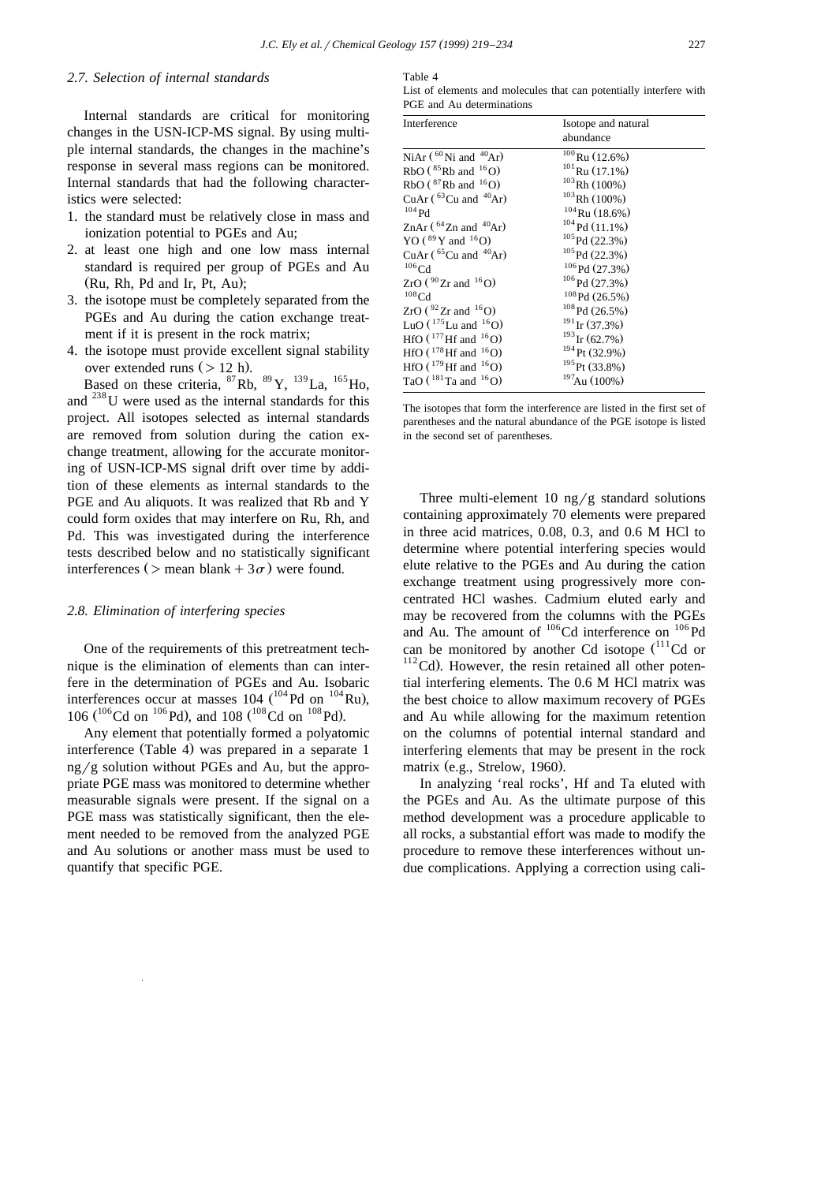### 2.7. Selection of internal standards

Internal standards are critical for monitoring changes in the USN-ICP-MS signal. By using multiple internal standards, the changes in the machine's response in several mass regions can be monitored. Internal standards that had the following characteristics were selected:

1. the standard must be relatively close in mass and ionization potential to PGEs and Au;
2. at least one high and one low mass internal standard is required per group of PGEs and Au (Ru, Rh, Pd and Ir, Pt, Au);
3. the isotope must be completely separated from the PGEs and Au during the cation exchange treatment if it is present in the rock matrix;
4. the isotope must provide excellent signal stability over extended runs (> 12 h).

Based on these criteria, $^{87}$Rb, $^{89}$Y, $^{139}$La, $^{165}$Ho, and $^{238}$U were used as the internal standards for this project. All isotopes selected as internal standards are removed from solution during the cation exchange treatment, allowing for the accurate monitoring of USN-ICP-MS signal drift over time by addition of these elements as internal standards to the PGE and Au aliquots. It was realized that Rb and Y could form oxides that may interfere on Ru, Rh, and Pd. This was investigated during the interference tests described below and no statistically significant interferences (> mean blank + $3\sigma$) were found.

### 2.8. Elimination of interfering species

One of the requirements of this pretreatment technique is the elimination of elements than can interfere in the determination of PGEs and Au. Isobaric interferences occur at masses 104 ($^{104}$Pd on $^{104}$Ru), 106 ($^{106}$Cd on $^{106}$Pd), and 108 ($^{108}$Cd on $^{108}$Pd).

Any element that potentially formed a polyatomic interference (Table 4) was prepared in a separate 1 ng/g solution without PGEs and Au, but the appropriate PGE mass was monitored to determine whether measurable signals were present. If the signal on a PGE mass was statistically significant, then the element needed to be removed from the analyzed PGE and Au solutions or another mass must be used to quantify that specific PGE.

Table 4
List of elements and molecules that can potentially interfere with PGE and Au determinations

| Interference | Isotope and natural abundance |
|---|---|
| NiAr ($^{60}$Ni and $^{40}$Ar) | $^{100}$Ru (12.6%) |
| RbO ($^{85}$Rb and $^{16}$O) | $^{101}$Ru (17.1%) |
| RbO ($^{87}$Rb and $^{16}$O) | $^{103}$Rh (100%) |
| CuAr ($^{63}$Cu and $^{40}$Ar) | $^{103}$Rh (100%) |
| $^{104}$Pd | $^{104}$Ru (18.6%) |
| ZnAr ($^{64}$Zn and $^{40}$Ar) | $^{104}$Pd (11.1%) |
| YO ($^{89}$Y and $^{16}$O) | $^{105}$Pd (22.3%) |
| CuAr ($^{65}$Cu and $^{40}$Ar) | $^{105}$Pd (22.3%) |
| $^{106}$Cd | $^{106}$Pd (27.3%) |
| ZrO ($^{90}$Zr and $^{16}$O) | $^{106}$Pd (27.3%) |
| $^{108}$Cd | $^{108}$Pd (26.5%) |
| ZrO ($^{92}$Zr and $^{16}$O) | $^{108}$Pd (26.5%) |
| LuO ($^{175}$Lu and $^{16}$O) | $^{191}$Ir (37.3%) |
| HfO ($^{177}$Hf and $^{16}$O) | $^{193}$Ir (62.7%) |
| HfO ($^{178}$Hf and $^{16}$O) | $^{194}$Pt (32.9%) |
| HfO ($^{179}$Hf and $^{16}$O) | $^{195}$Pt (33.8%) |
| TaO ($^{181}$Ta and $^{16}$O) | $^{197}$Au (100%) |

The isotopes that form the interference are listed in the first set of parentheses and the natural abundance of the PGE isotope is listed in the second set of parentheses.

Three multi-element 10 ng/g standard solutions containing approximately 70 elements were prepared in three acid matrices, 0.08, 0.3, and 0.6 M HCl to determine where potential interfering species would elute relative to the PGEs and Au during the cation exchange treatment using progressively more concentrated HCl washes. Cadmium eluted early and may be recovered from the columns with the PGEs and Au. The amount of $^{106}$Cd interference on $^{106}$Pd can be monitored by another Cd isotope ($^{111}$Cd or $^{112}$Cd). However, the resin retained all other potential interfering elements. The 0.6 M HCl matrix was the best choice to allow maximum recovery of PGEs and Au while allowing for the maximum retention on the columns of potential internal standard and interfering elements that may be present in the rock matrix (e.g., Strelow, 1960).

In analyzing 'real rocks', Hf and Ta eluted with the PGEs and Au. As the ultimate purpose of this method development was a procedure applicable to all rocks, a substantial effort was made to modify the procedure to remove these interferences without undue complications. Applying a correction using cali-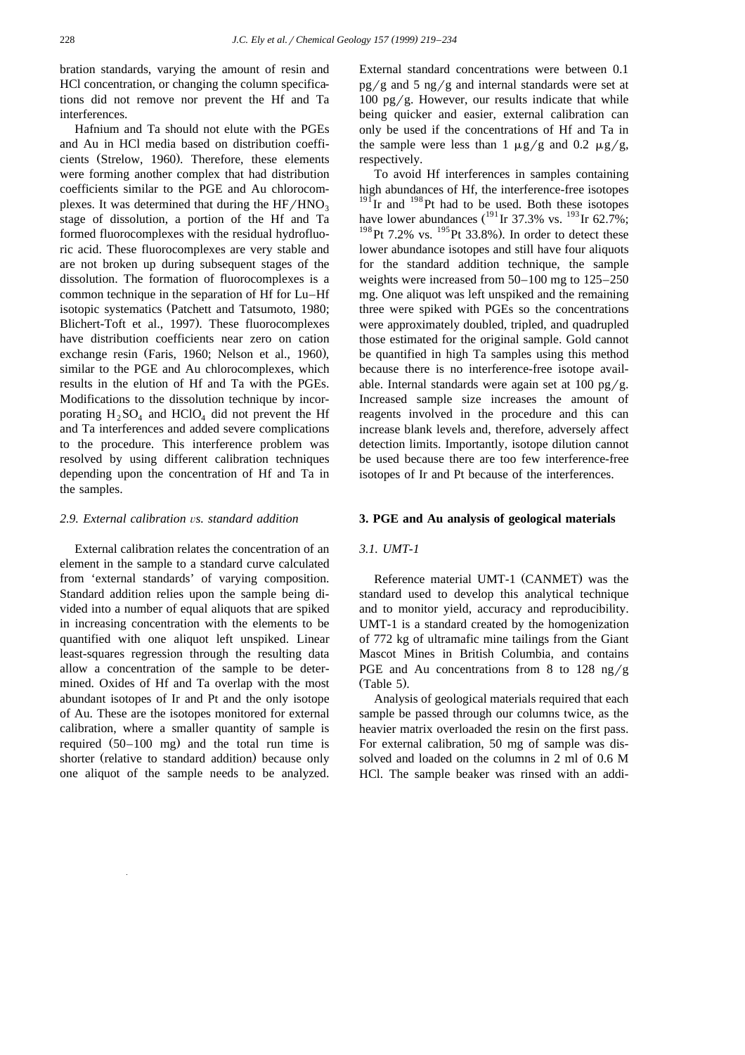bration standards, varying the amount of resin and HCl concentration, or changing the column specifications did not remove nor prevent the Hf and Ta interferences.

Hafnium and Ta should not elute with the PGEs and Au in HCl media based on distribution coefficients (Strelow, 1960). Therefore, these elements were forming another complex that had distribution coefficients similar to the PGE and Au chlorocomplexes. It was determined that during the $HF/HNO_3$ stage of dissolution, a portion of the Hf and Ta formed fluorocomplexes with the residual hydrofluoric acid. These fluorocomplexes are very stable and are not broken up during subsequent stages of the dissolution. The formation of fluorocomplexes is a common technique in the separation of Hf for Lu–Hf isotopic systematics (Patchett and Tatsumoto, 1980; Blichert-Toft et al., 1997). These fluorocomplexes have distribution coefficients near zero on cation exchange resin (Faris, 1960; Nelson et al., 1960), similar to the PGE and Au chlorocomplexes, which results in the elution of Hf and Ta with the PGEs. Modifications to the dissolution technique by incorporating $H_2SO_4$ and $HClO_4$ did not prevent the Hf and Ta interferences and added severe complications to the procedure. This interference problem was resolved by using different calibration techniques depending upon the concentration of Hf and Ta in the samples.

### 2.9. External calibration vs. standard addition

External calibration relates the concentration of an element in the sample to a standard curve calculated from 'external standards' of varying composition. Standard addition relies upon the sample being divided into a number of equal aliquots that are spiked in increasing concentration with the elements to be quantified with one aliquot left unspiked. Linear least-squares regression through the resulting data allow a concentration of the sample to be determined. Oxides of Hf and Ta overlap with the most abundant isotopes of Ir and Pt and the only isotope of Au. These are the isotopes monitored for external calibration, where a smaller quantity of sample is required (50–100 mg) and the total run time is shorter (relative to standard addition) because only one aliquot of the sample needs to be analyzed. External standard concentrations were between 0.1 pg/g and 5 ng/g and internal standards were set at 100 pg/g. However, our results indicate that while being quicker and easier, external calibration can only be used if the concentrations of Hf and Ta in the sample were less than 1 μg/g and 0.2 μg/g, respectively.

To avoid Hf interferences in samples containing high abundances of Hf, the interference-free isotopes $^{191}Ir$ and $^{198}Pt$ had to be used. Both these isotopes have lower abundances ($^{191}Ir$ 37.3% vs. $^{193}Ir$ 62.7%; $^{198}Pt$ 7.2% vs. $^{195}Pt$ 33.8%). In order to detect these lower abundance isotopes and still have four aliquots for the standard addition technique, the sample weights were increased from 50–100 mg to 125–250 mg. One aliquot was left unspiked and the remaining three were spiked with PGEs so the concentrations were approximately doubled, tripled, and quadrupled those estimated for the original sample. Gold cannot be quantified in high Ta samples using this method because there is no interference-free isotope available. Internal standards were again set at 100 pg/g. Increased sample size increases the amount of reagents involved in the procedure and this can increase blank levels and, therefore, adversely affect detection limits. Importantly, isotope dilution cannot be used because there are too few interference-free isotopes of Ir and Pt because of the interferences.

## 3. PGE and Au analysis of geological materials

### 3.1. UMT-1

Reference material UMT-1 (CANMET) was the standard used to develop this analytical technique and to monitor yield, accuracy and reproducibility. UMT-1 is a standard created by the homogenization of 772 kg of ultramafic mine tailings from the Giant Mascot Mines in British Columbia, and contains PGE and Au concentrations from 8 to 128 ng/g (Table 5).

Analysis of geological materials required that each sample be passed through our columns twice, as the heavier matrix overloaded the resin on the first pass. For external calibration, 50 mg of sample was dissolved and loaded on the columns in 2 ml of 0.6 M HCl. The sample beaker was rinsed with an addi-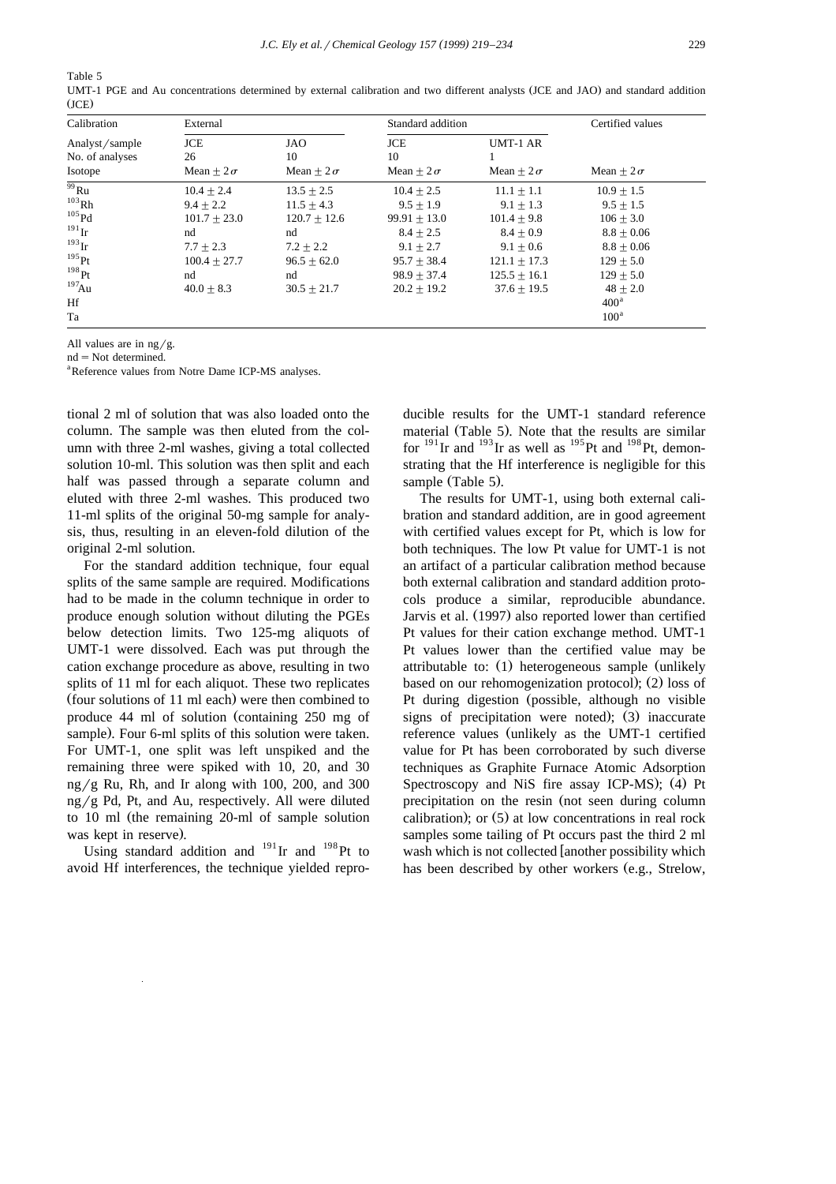Table 5
UMT-1 PGE and Au concentrations determined by external calibration and two different analysts (JCE and JAO) and standard addition (JCE)

| Calibration | External | | Standard addition | | Certified values |
|---|---|---|---|---|---|
| Analyst/sample | JCE | JAO | JCE | UMT-1 AR | |
| No. of analyses | 26 | 10 | 10 | 1 | |
| Isotope | Mean $\pm 2\sigma$ | Mean $\pm 2\sigma$ | Mean $\pm 2\sigma$ | Mean $\pm 2\sigma$ | Mean $\pm 2\sigma$ |
| $^{99}$Ru | $10.4 \pm 2.4$ | $13.5 \pm 2.5$ | $10.4 \pm 2.5$ | $11.1 \pm 1.1$ | $10.9 \pm 1.5$ |
| $^{103}$Rh | $9.4 \pm 2.2$ | $11.5 \pm 4.3$ | $9.5 \pm 1.9$ | $9.1 \pm 1.3$ | $9.5 \pm 1.5$ |
| $^{105}$Pd | $101.7 \pm 23.0$ | $120.7 \pm 12.6$ | $99.91 \pm 13.0$ | $101.4 \pm 9.8$ | $106 \pm 3.0$ |
| $^{191}$Ir | nd | nd | $8.4 \pm 2.5$ | $8.4 \pm 0.9$ | $8.8 \pm 0.06$ |
| $^{193}$Ir | $7.7 \pm 2.3$ | $7.2 \pm 2.2$ | $9.1 \pm 2.7$ | $9.1 \pm 0.6$ | $8.8 \pm 0.06$ |
| $^{195}$Pt | $100.4 \pm 27.7$ | $96.5 \pm 62.0$ | $95.7 \pm 38.4$ | $121.1 \pm 17.3$ | $129 \pm 5.0$ |
| $^{198}$Pt | nd | nd | $98.9 \pm 37.4$ | $125.5 \pm 16.1$ | $129 \pm 5.0$ |
| $^{197}$Au | $40.0 \pm 8.3$ | $30.5 \pm 21.7$ | $20.2 \pm 19.2$ | $37.6 \pm 19.5$ | $48 \pm 2.0$ |
| Hf | | | | | 400[a] |
| Ta | | | | | 100[a] |

All values are in ng/g.
nd = Not determined.
[a]Reference values from Notre Dame ICP-MS analyses.

tional 2 ml of solution that was also loaded onto the column. The sample was then eluted from the column with three 2-ml washes, giving a total collected solution 10-ml. This solution was then split and each half was passed through a separate column and eluted with three 2-ml washes. This produced two 11-ml splits of the original 50-mg sample for analysis, thus, resulting in an eleven-fold dilution of the original 2-ml solution.

For the standard addition technique, four equal splits of the same sample are required. Modifications had to be made in the column technique in order to produce enough solution without diluting the PGEs below detection limits. Two 125-mg aliquots of UMT-1 were dissolved. Each was put through the cation exchange procedure as above, resulting in two splits of 11 ml for each aliquot. These two replicates (four solutions of 11 ml each) were then combined to produce 44 ml of solution (containing 250 mg of sample). Four 6-ml splits of this solution were taken. For UMT-1, one split was left unspiked and the remaining three were spiked with 10, 20, and 30 ng/g Ru, Rh, and Ir along with 100, 200, and 300 ng/g Pd, Pt, and Au, respectively. All were diluted to 10 ml (the remaining 20-ml of sample solution was kept in reserve).

Using standard addition and $^{191}$Ir and $^{198}$Pt to avoid Hf interferences, the technique yielded reproducible results for the UMT-1 standard reference material (Table 5). Note that the results are similar for $^{191}$Ir and $^{193}$Ir as well as $^{195}$Pt and $^{198}$Pt, demonstrating that the Hf interference is negligible for this sample (Table 5).

The results for UMT-1, using both external calibration and standard addition, are in good agreement with certified values except for Pt, which is low for both techniques. The low Pt value for UMT-1 is not an artifact of a particular calibration method because both external calibration and standard addition protocols produce a similar, reproducible abundance. Jarvis et al. (1997) also reported lower than certified Pt values for their cation exchange method. UMT-1 Pt values lower than the certified value may be attributable to: (1) heterogeneous sample (unlikely based on our rehomogenization protocol); (2) loss of Pt during digestion (possible, although no visible signs of precipitation were noted); (3) inaccurate reference values (unlikely as the UMT-1 certified value for Pt has been corroborated by such diverse techniques as Graphite Furnace Atomic Adsorption Spectroscopy and NiS fire assay ICP-MS); (4) Pt precipitation on the resin (not seen during column calibration); or (5) at low concentrations in real rock samples some tailing of Pt occurs past the third 2 ml wash which is not collected [another possibility which has been described by other workers (e.g., Strelow,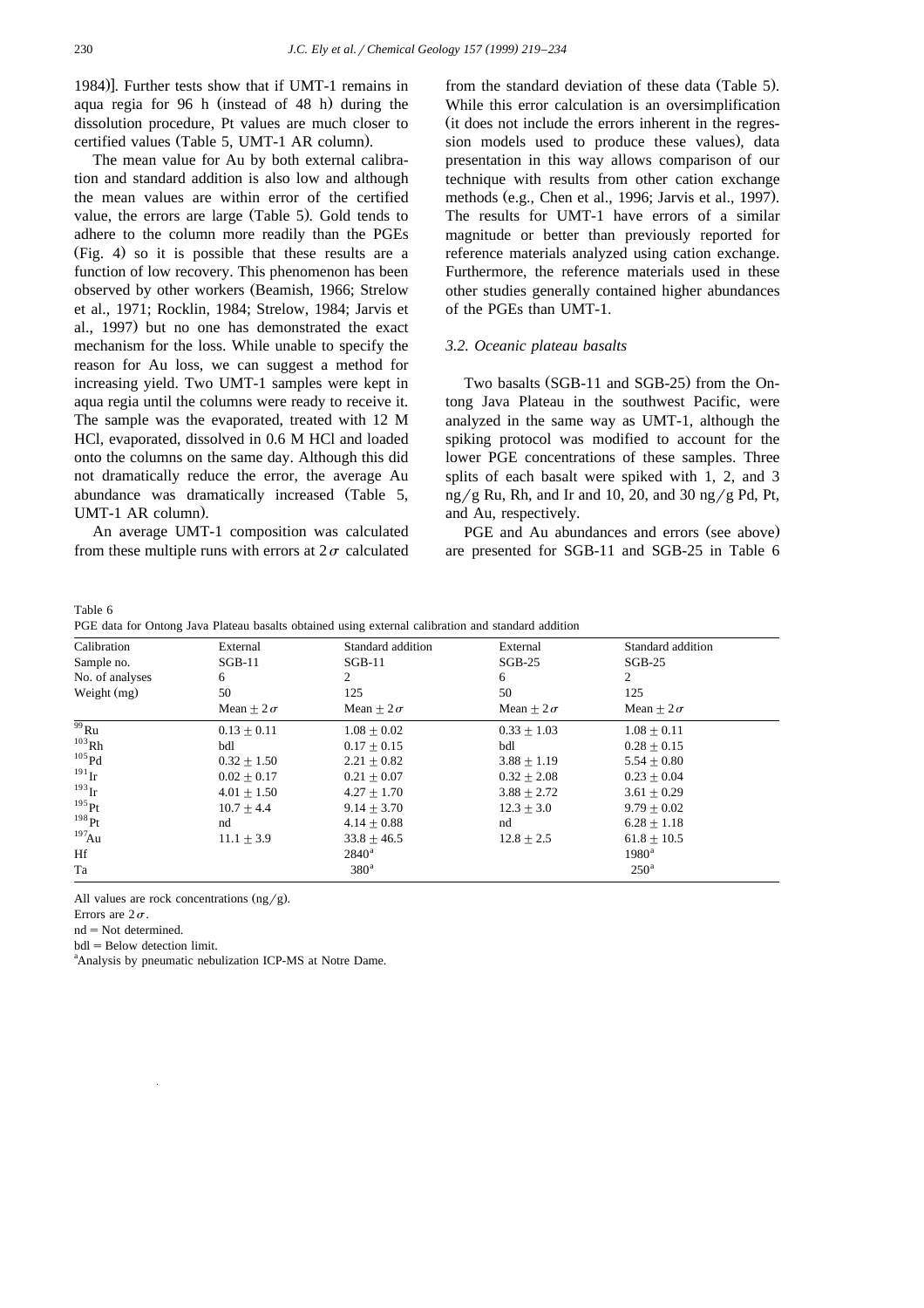1984)]. Further tests show that if UMT-1 remains in aqua regia for 96 h (instead of 48 h) during the dissolution procedure, Pt values are much closer to certified values (Table 5, UMT-1 AR column).

The mean value for Au by both external calibration and standard addition is also low and although the mean values are within error of the certified value, the errors are large (Table 5). Gold tends to adhere to the column more readily than the PGEs (Fig. 4) so it is possible that these results are a function of low recovery. This phenomenon has been observed by other workers (Beamish, 1966; Strelow et al., 1971; Rocklin, 1984; Strelow, 1984; Jarvis et al., 1997) but no one has demonstrated the exact mechanism for the loss. While unable to specify the reason for Au loss, we can suggest a method for increasing yield. Two UMT-1 samples were kept in aqua regia until the columns were ready to receive it. The sample was the evaporated, treated with 12 M HCl, evaporated, dissolved in 0.6 M HCl and loaded onto the columns on the same day. Although this did not dramatically reduce the error, the average Au abundance was dramatically increased (Table 5, UMT-1 AR column).

An average UMT-1 composition was calculated from these multiple runs with errors at $2\sigma$ calculated from the standard deviation of these data (Table 5). While this error calculation is an oversimplification (it does not include the errors inherent in the regression models used to produce these values), data presentation in this way allows comparison of our technique with results from other cation exchange methods (e.g., Chen et al., 1996; Jarvis et al., 1997). The results for UMT-1 have errors of a similar magnitude or better than previously reported for reference materials analyzed using cation exchange. Furthermore, the reference materials used in these other studies generally contained higher abundances of the PGEs than UMT-1.

### 3.2. Oceanic plateau basalts

Two basalts (SGB-11 and SGB-25) from the Ontong Java Plateau in the southwest Pacific, were analyzed in the same way as UMT-1, although the spiking protocol was modified to account for the lower PGE concentrations of these samples. Three splits of each basalt were spiked with 1, 2, and 3 ng/g Ru, Rh, and Ir and 10, 20, and 30 ng/g Pd, Pt, and Au, respectively.

PGE and Au abundances and errors (see above) are presented for SGB-11 and SGB-25 in Table 6

Table 6
PGE data for Ontong Java Plateau basalts obtained using external calibration and standard addition

| Calibration | External | Standard addition | External | Standard addition |
|---|---|---|---|---|
| Sample no. | SGB-11 | SGB-11 | SGB-25 | SGB-25 |
| No. of analyses | 6 | 2 | 6 | 2 |
| Weight (mg) | 50 | 125 | 50 | 125 |
| | Mean $\pm 2\sigma$ | Mean $\pm 2\sigma$ | Mean $\pm 2\sigma$ | Mean $\pm 2\sigma$ |
| $^{99}$Ru | $0.13 \pm 0.11$ | $1.08 \pm 0.02$ | $0.33 \pm 1.03$ | $1.08 \pm 0.11$ |
| $^{103}$Rh | bdl | $0.17 \pm 0.15$ | bdl | $0.28 \pm 0.15$ |
| $^{105}$Pd | $0.32 \pm 1.50$ | $2.21 \pm 0.82$ | $3.88 \pm 1.19$ | $5.54 \pm 0.80$ |
| $^{191}$Ir | $0.02 \pm 0.17$ | $0.21 \pm 0.07$ | $0.32 \pm 2.08$ | $0.23 \pm 0.04$ |
| $^{193}$Ir | $4.01 \pm 1.50$ | $4.27 \pm 1.70$ | $3.88 \pm 2.72$ | $3.61 \pm 0.29$ |
| $^{195}$Pt | $10.7 \pm 4.4$ | $9.14 \pm 3.70$ | $12.3 \pm 3.0$ | $9.79 \pm 0.02$ |
| $^{198}$Pt | nd | $4.14 \pm 0.88$ | nd | $6.28 \pm 1.18$ |
| $^{197}$Au | $11.1 \pm 3.9$ | $33.8 \pm 46.5$ | $12.8 \pm 2.5$ | $61.8 \pm 10.5$ |
| Hf | | 2840[a] | | 1980[a] |
| Ta | | 380[a] | | 250[a] |

All values are rock concentrations (ng/g).
Errors are $2\sigma$.
nd = Not determined.
bdl = Below detection limit.
[a]Analysis by pneumatic nebulization ICP-MS at Notre Dame.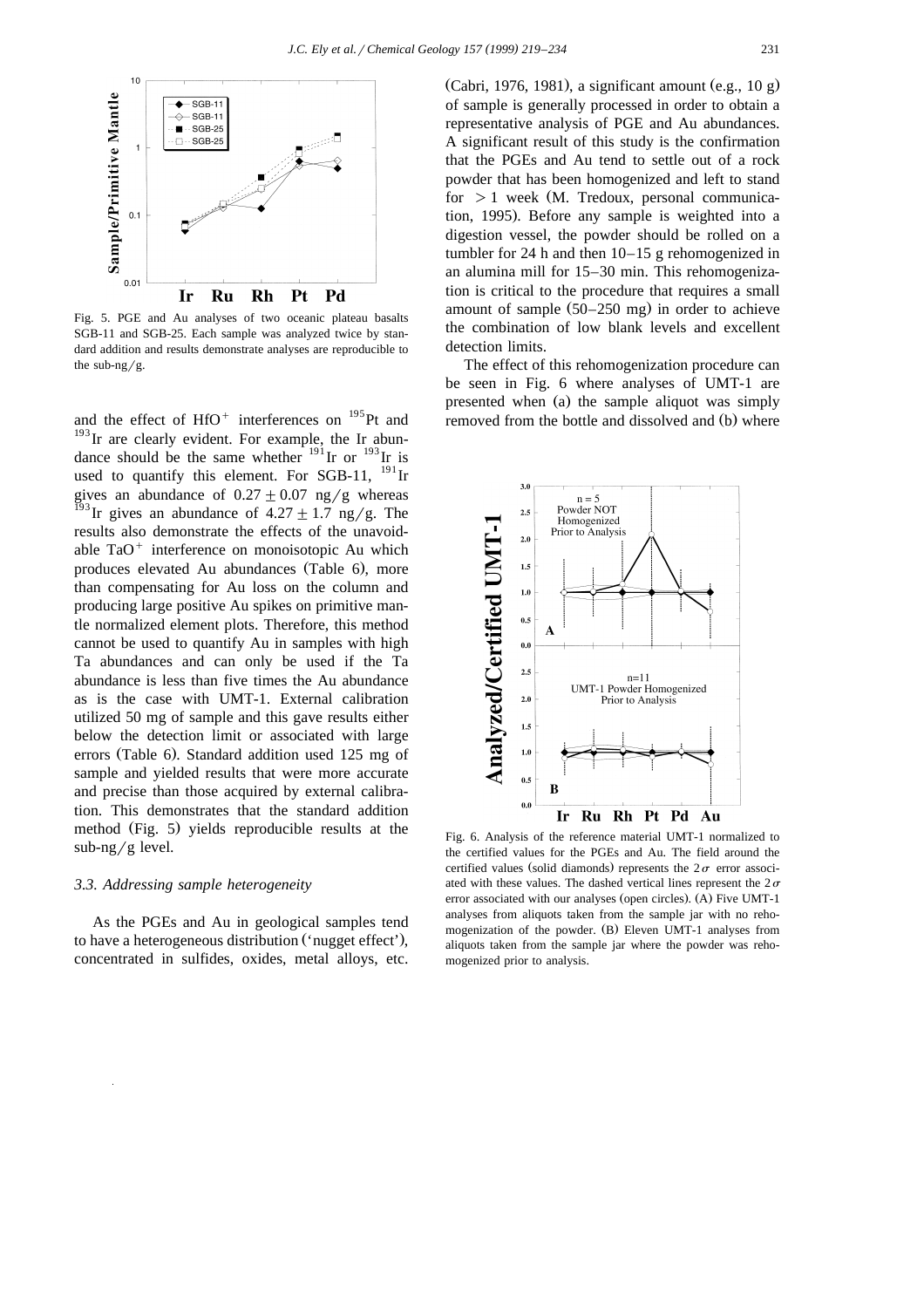Fig. 5. PGE and Au analyses of two oceanic plateau basalts SGB-11 and SGB-25. Each sample was analyzed twice by standard addition and results demonstrate analyses are reproducible to the sub-ng/g.

and the effect of $HfO^+$ interferences on $^{195}Pt$ and $^{193}Ir$ are clearly evident. For example, the Ir abundance should be the same whether $^{191}Ir$ or $^{193}Ir$ is used to quantify this element. For SGB-11, $^{191}Ir$ gives an abundance of $0.27 \pm 0.07$ ng/g whereas $^{193}Ir$ gives an abundance of $4.27 \pm 1.7$ ng/g. The results also demonstrate the effects of the unavoidable $TaO^+$ interference on monoisotopic Au which produces elevated Au abundances (Table 6), more than compensating for Au loss on the column and producing large positive Au spikes on primitive mantle normalized element plots. Therefore, this method cannot be used to quantify Au in samples with high Ta abundances and can only be used if the Ta abundance is less than five times the Au abundance as is the case with UMT-1. External calibration utilized 50 mg of sample and this gave results either below the detection limit or associated with large errors (Table 6). Standard addition used 125 mg of sample and yielded results that were more accurate and precise than those acquired by external calibration. This demonstrates that the standard addition method (Fig. 5) yields reproducible results at the sub-ng/g level.

### 3.3. Addressing sample heterogeneity

As the PGEs and Au in geological samples tend to have a heterogeneous distribution ('nugget effect'), concentrated in sulfides, oxides, metal alloys, etc. (Cabri, 1976, 1981), a significant amount (e.g., 10 g) of sample is generally processed in order to obtain a representative analysis of PGE and Au abundances. A significant result of this study is the confirmation that the PGEs and Au tend to settle out of a rock powder that has been homogenized and left to stand for $>1$ week (M. Tredoux, personal communication, 1995). Before any sample is weighted into a digestion vessel, the powder should be rolled on a tumbler for 24 h and then 10–15 g rehomogenized in an alumina mill for 15–30 min. This rehomogenization is critical to the procedure that requires a small amount of sample (50–250 mg) in order to achieve the combination of low blank levels and excellent detection limits.

The effect of this rehomogenization procedure can be seen in Fig. 6 where analyses of UMT-1 are presented when (a) the sample aliquot was simply removed from the bottle and dissolved and (b) where

Fig. 6. Analysis of the reference material UMT-1 normalized to the certified values for the PGEs and Au. The field around the certified values (solid diamonds) represents the $2\sigma$ error associated with these values. The dashed vertical lines represent the $2\sigma$ error associated with our analyses (open circles). (A) Five UMT-1 analyses from aliquots taken from the sample jar with no rehomogenization of the powder. (B) Eleven UMT-1 analyses from aliquots taken from the sample jar where the powder was rehomogenized prior to analysis.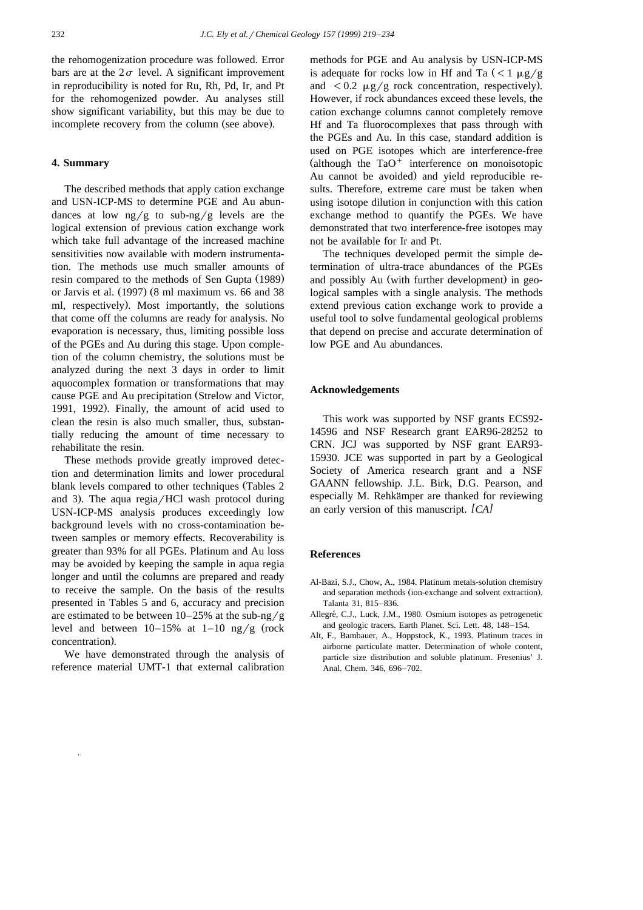the rehomogenization procedure was followed. Error bars are at the $2\sigma$ level. A significant improvement in reproducibility is noted for Ru, Rh, Pd, Ir, and Pt for the rehomogenized powder. Au analyses still show significant variability, but this may be due to incomplete recovery from the column (see above).

## 4. Summary

The described methods that apply cation exchange and USN-ICP-MS to determine PGE and Au abundances at low ng/g to sub-ng/g levels are the logical extension of previous cation exchange work which take full advantage of the increased machine sensitivities now available with modern instrumentation. The methods use much smaller amounts of resin compared to the methods of Sen Gupta (1989) or Jarvis et al. (1997) (8 ml maximum vs. 66 and 38 ml, respectively). Most importantly, the solutions that come off the columns are ready for analysis. No evaporation is necessary, thus, limiting possible loss of the PGEs and Au during this stage. Upon completion of the column chemistry, the solutions must be analyzed during the next 3 days in order to limit aquocomplex formation or transformations that may cause PGE and Au precipitation (Strelow and Victor, 1991, 1992). Finally, the amount of acid used to clean the resin is also much smaller, thus, substantially reducing the amount of time necessary to rehabilitate the resin.

These methods provide greatly improved detection and determination limits and lower procedural blank levels compared to other techniques (Tables 2 and 3). The aqua regia/HCl wash protocol during USN-ICP-MS analysis produces exceedingly low background levels with no cross-contamination between samples or memory effects. Recoverability is greater than 93% for all PGEs. Platinum and Au loss may be avoided by keeping the sample in aqua regia longer and until the columns are prepared and ready to receive the sample. On the basis of the results presented in Tables 5 and 6, accuracy and precision are estimated to be between 10–25% at the sub-ng/g level and between 10–15% at 1–10 ng/g (rock concentration).

We have demonstrated through the analysis of reference material UMT-1 that external calibration methods for PGE and Au analysis by USN-ICP-MS is adequate for rocks low in Hf and Ta ($< 1$ μg/g and $< 0.2$ μg/g rock concentration, respectively). However, if rock abundances exceed these levels, the cation exchange columns cannot completely remove Hf and Ta fluorocomplexes that pass through with the PGEs and Au. In this case, standard addition is used on PGE isotopes which are interference-free (although the $TaO^{+}$ interference on monoisotopic Au cannot be avoided) and yield reproducible results. Therefore, extreme care must be taken when using isotope dilution in conjunction with this cation exchange method to quantify the PGEs. We have demonstrated that two interference-free isotopes may not be available for Ir and Pt.

The techniques developed permit the simple determination of ultra-trace abundances of the PGEs and possibly Au (with further development) in geological samples with a single analysis. The methods extend previous cation exchange work to provide a useful tool to solve fundamental geological problems that depend on precise and accurate determination of low PGE and Au abundances.

## Acknowledgements

This work was supported by NSF grants ECS92-14596 and NSF Research grant EAR96-28252 to CRN. JCJ was supported by NSF grant EAR93-15930. JCE was supported in part by a Geological Society of America research grant and a NSF GAANN fellowship. J.L. Birk, D.G. Pearson, and especially M. Rehkämper are thanked for reviewing an early version of this manuscript. *[CA]*

## References

Al-Bazi, S.J., Chow, A., 1984. Platinum metals-solution chemistry and separation methods (ion-exchange and solvent extraction). Talanta 31, 815–836.

Allegré, C.J., Luck, J.M., 1980. Osmium isotopes as petrogenetic and geologic tracers. Earth Planet. Sci. Lett. 48, 148–154.

Alt, F., Bambauer, A., Hoppstock, K., 1993. Platinum traces in airborne particulate matter. Determination of whole content, particle size distribution and soluble platinum. Fresenius' J. Anal. Chem. 346, 696–702.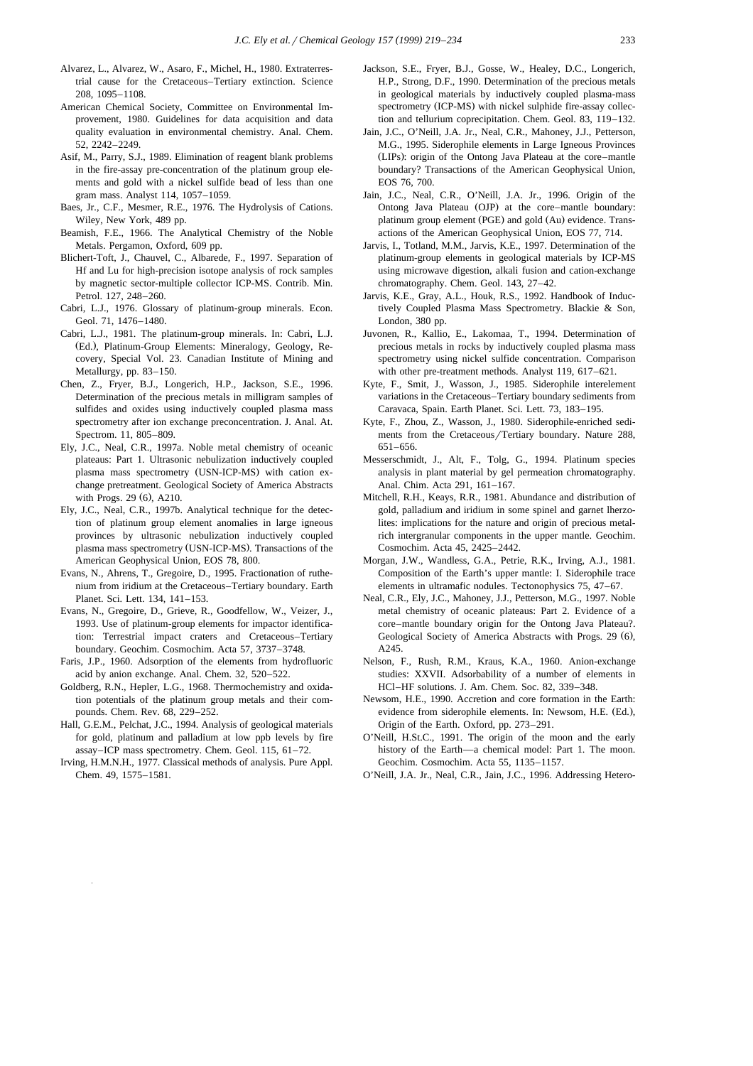Alvarez, L., Alvarez, W., Asaro, F., Michel, H., 1980. Extraterrestrial cause for the Cretaceous–Tertiary extinction. Science 208, 1095–1108.

American Chemical Society, Committee on Environmental Improvement, 1980. Guidelines for data acquisition and data quality evaluation in environmental chemistry. Anal. Chem. 52, 2242–2249.

Asif, M., Parry, S.J., 1989. Elimination of reagent blank problems in the fire-assay pre-concentration of the platinum group elements and gold with a nickel sulfide bead of less than one gram mass. Analyst 114, 1057–1059.

Baes, Jr., C.F., Mesmer, R.E., 1976. The Hydrolysis of Cations. Wiley, New York, 489 pp.

Beamish, F.E., 1966. The Analytical Chemistry of the Noble Metals. Pergamon, Oxford, 609 pp.

Blichert-Toft, J., Chauvel, C., Albarede, F., 1997. Separation of Hf and Lu for high-precision isotope analysis of rock samples by magnetic sector-multiple collector ICP-MS. Contrib. Min. Petrol. 127, 248–260.

Cabri, L.J., 1976. Glossary of platinum-group minerals. Econ. Geol. 71, 1476–1480.

Cabri, L.J., 1981. The platinum-group minerals. In: Cabri, L.J. (Ed.), Platinum-Group Elements: Mineralogy, Geology, Recovery, Special Vol. 23. Canadian Institute of Mining and Metallurgy, pp. 83–150.

Chen, Z., Fryer, B.J., Longerich, H.P., Jackson, S.E., 1996. Determination of the precious metals in milligram samples of sulfides and oxides using inductively coupled plasma mass spectrometry after ion exchange preconcentration. J. Anal. At. Spectrom. 11, 805–809.

Ely, J.C., Neal, C.R., 1997a. Noble metal chemistry of oceanic plateaus: Part 1. Ultrasonic nebulization inductively coupled plasma mass spectrometry (USN-ICP-MS) with cation exchange pretreatment. Geological Society of America Abstracts with Progs. 29 (6), A210.

Ely, J.C., Neal, C.R., 1997b. Analytical technique for the detection of platinum group element anomalies in large igneous provinces by ultrasonic nebulization inductively coupled plasma mass spectrometry (USN-ICP-MS). Transactions of the American Geophysical Union, EOS 78, 800.

Evans, N., Ahrens, T., Gregoire, D., 1995. Fractionation of ruthenium from iridium at the Cretaceous–Tertiary boundary. Earth Planet. Sci. Lett. 134, 141–153.

Evans, N., Gregoire, D., Grieve, R., Goodfellow, W., Veizer, J., 1993. Use of platinum-group elements for impactor identification: Terrestrial impact craters and Cretaceous–Tertiary boundary. Geochim. Cosmochim. Acta 57, 3737–3748.

Faris, J.P., 1960. Adsorption of the elements from hydrofluoric acid by anion exchange. Anal. Chem. 32, 520–522.

Goldberg, R.N., Hepler, L.G., 1968. Thermochemistry and oxidation potentials of the platinum group metals and their compounds. Chem. Rev. 68, 229–252.

Hall, G.E.M., Pelchat, J.C., 1994. Analysis of geological materials for gold, platinum and palladium at low ppb levels by fire assay–ICP mass spectrometry. Chem. Geol. 115, 61–72.

Irving, H.M.N.H., 1977. Classical methods of analysis. Pure Appl. Chem. 49, 1575–1581.

Jackson, S.E., Fryer, B.J., Gosse, W., Healey, D.C., Longerich, H.P., Strong, D.F., 1990. Determination of the precious metals in geological materials by inductively coupled plasma-mass spectrometry (ICP-MS) with nickel sulphide fire-assay collection and tellurium coprecipitation. Chem. Geol. 83, 119–132.

Jain, J.C., O'Neill, J.A. Jr., Neal, C.R., Mahoney, J.J., Petterson, M.G., 1995. Siderophile elements in Large Igneous Provinces (LIPs): origin of the Ontong Java Plateau at the core–mantle boundary? Transactions of the American Geophysical Union, EOS 76, 700.

Jain, J.C., Neal, C.R., O'Neill, J.A. Jr., 1996. Origin of the Ontong Java Plateau (OJP) at the core–mantle boundary: platinum group element (PGE) and gold (Au) evidence. Transactions of the American Geophysical Union, EOS 77, 714.

Jarvis, I., Totland, M.M., Jarvis, K.E., 1997. Determination of the platinum-group elements in geological materials by ICP-MS using microwave digestion, alkali fusion and cation-exchange chromatography. Chem. Geol. 143, 27–42.

Jarvis, K.E., Gray, A.L., Houk, R.S., 1992. Handbook of Inductively Coupled Plasma Mass Spectrometry. Blackie & Son, London, 380 pp.

Juvonen, R., Kallio, E., Lakomaa, T., 1994. Determination of precious metals in rocks by inductively coupled plasma mass spectrometry using nickel sulfide concentration. Comparison with other pre-treatment methods. Analyst 119, 617–621.

Kyte, F., Smit, J., Wasson, J., 1985. Siderophile interelement variations in the Cretaceous–Tertiary boundary sediments from Caravaca, Spain. Earth Planet. Sci. Lett. 73, 183–195.

Kyte, F., Zhou, Z., Wasson, J., 1980. Siderophile-enriched sediments from the Cretaceous/Tertiary boundary. Nature 288, 651–656.

Messerschmidt, J., Alt, F., Tolg, G., 1994. Platinum species analysis in plant material by gel permeation chromatography. Anal. Chim. Acta 291, 161–167.

Mitchell, R.H., Keays, R.R., 1981. Abundance and distribution of gold, palladium and iridium in some spinel and garnet lherzolites: implications for the nature and origin of precious metal-rich intergranular components in the upper mantle. Geochim. Cosmochim. Acta 45, 2425–2442.

Morgan, J.W., Wandless, G.A., Petrie, R.K., Irving, A.J., 1981. Composition of the Earth's upper mantle: I. Siderophile trace elements in ultramafic nodules. Tectonophysics 75, 47–67.

Neal, C.R., Ely, J.C., Mahoney, J.J., Petterson, M.G., 1997. Noble metal chemistry of oceanic plateaus: Part 2. Evidence of a core–mantle boundary origin for the Ontong Java Plateau?. Geological Society of America Abstracts with Progs. 29 (6), A245.

Nelson, F., Rush, R.M., Kraus, K.A., 1960. Anion-exchange studies: XXVII. Adsorbability of a number of elements in HCl–HF solutions. J. Am. Chem. Soc. 82, 339–348.

Newsom, H.E., 1990. Accretion and core formation in the Earth: evidence from siderophile elements. In: Newsom, H.E. (Ed.), Origin of the Earth. Oxford, pp. 273–291.

O'Neill, H.St.C., 1991. The origin of the moon and the early history of the Earth—a chemical model: Part 1. The moon. Geochim. Cosmochim. Acta 55, 1135–1157.

O'Neill, J.A. Jr., Neal, C.R., Jain, J.C., 1996. Addressing Hetero-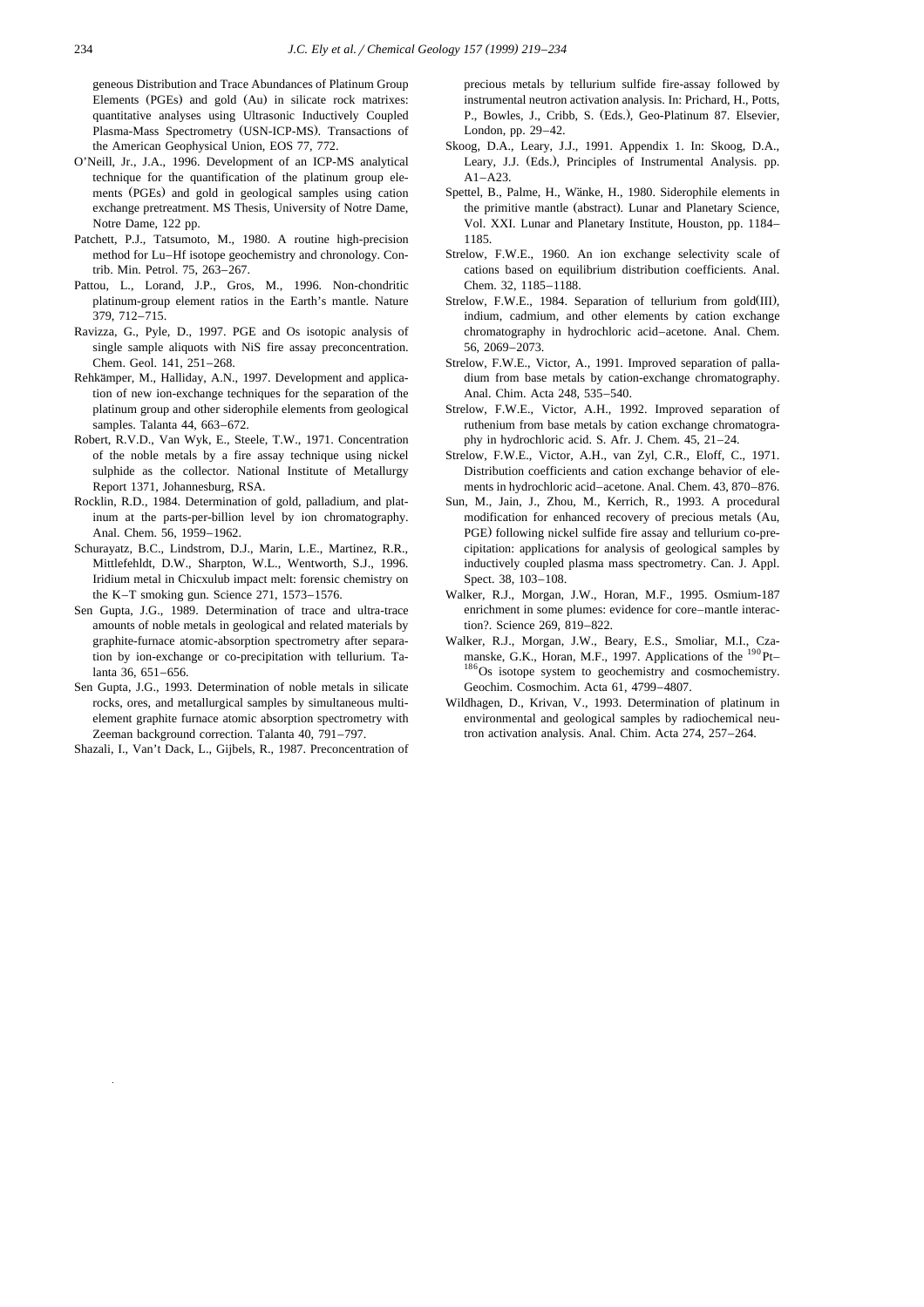geneous Distribution and Trace Abundances of Platinum Group Elements (PGEs) and gold (Au) in silicate rock matrixes: quantitative analyses using Ultrasonic Inductively Coupled Plasma-Mass Spectrometry (USN-ICP-MS). Transactions of the American Geophysical Union, EOS 77, 772.

O'Neill, Jr., J.A., 1996. Development of an ICP-MS analytical technique for the quantification of the platinum group elements (PGEs) and gold in geological samples using cation exchange pretreatment. MS Thesis, University of Notre Dame, Notre Dame, 122 pp.

Patchett, P.J., Tatsumoto, M., 1980. A routine high-precision method for Lu–Hf isotope geochemistry and chronology. Contrib. Min. Petrol. 75, 263–267.

Pattou, L., Lorand, J.P., Gros, M., 1996. Non-chondritic platinum-group element ratios in the Earth's mantle. Nature 379, 712–715.

Ravizza, G., Pyle, D., 1997. PGE and Os isotopic analysis of single sample aliquots with NiS fire assay preconcentration. Chem. Geol. 141, 251–268.

Rehkämper, M., Halliday, A.N., 1997. Development and application of new ion-exchange techniques for the separation of the platinum group and other siderophile elements from geological samples. Talanta 44, 663–672.

Robert, R.V.D., Van Wyk, E., Steele, T.W., 1971. Concentration of the noble metals by a fire assay technique using nickel sulphide as the collector. National Institute of Metallurgy Report 1371, Johannesburg, RSA.

Rocklin, R.D., 1984. Determination of gold, palladium, and platinum at the parts-per-billion level by ion chromatography. Anal. Chem. 56, 1959–1962.

Schurayatz, B.C., Lindstrom, D.J., Marin, L.E., Martinez, R.R., Mittlefehldt, D.W., Sharpton, W.L., Wentworth, S.J., 1996. Iridium metal in Chicxulub impact melt: forensic chemistry on the K–T smoking gun. Science 271, 1573–1576.

Sen Gupta, J.G., 1989. Determination of trace and ultra-trace amounts of noble metals in geological and related materials by graphite-furnace atomic-absorption spectrometry after separation by ion-exchange or co-precipitation with tellurium. Talanta 36, 651–656.

Sen Gupta, J.G., 1993. Determination of noble metals in silicate rocks, ores, and metallurgical samples by simultaneous multi-element graphite furnace atomic absorption spectrometry with Zeeman background correction. Talanta 40, 791–797.

Shazali, I., Van't Dack, L., Gijbels, R., 1987. Preconcentration of precious metals by tellurium sulfide fire-assay followed by instrumental neutron activation analysis. In: Prichard, H., Potts, P., Bowles, J., Cribb, S. (Eds.), Geo-Platinum 87. Elsevier, London, pp. 29–42.

Skoog, D.A., Leary, J.J., 1991. Appendix 1. In: Skoog, D.A., Leary, J.J. (Eds.), Principles of Instrumental Analysis. pp. A1–A23.

Spettel, B., Palme, H., Wänke, H., 1980. Siderophile elements in the primitive mantle (abstract). Lunar and Planetary Science, Vol. XXI. Lunar and Planetary Institute, Houston, pp. 1184–1185.

Strelow, F.W.E., 1960. An ion exchange selectivity scale of cations based on equilibrium distribution coefficients. Anal. Chem. 32, 1185–1188.

Strelow, F.W.E., 1984. Separation of tellurium from gold(III), indium, cadmium, and other elements by cation exchange chromatography in hydrochloric acid–acetone. Anal. Chem. 56, 2069–2073.

Strelow, F.W.E., Victor, A., 1991. Improved separation of palladium from base metals by cation-exchange chromatography. Anal. Chim. Acta 248, 535–540.

Strelow, F.W.E., Victor, A.H., 1992. Improved separation of ruthenium from base metals by cation exchange chromatography in hydrochloric acid. S. Afr. J. Chem. 45, 21–24.

Strelow, F.W.E., Victor, A.H., van Zyl, C.R., Eloff, C., 1971. Distribution coefficients and cation exchange behavior of elements in hydrochloric acid–acetone. Anal. Chem. 43, 870–876.

Sun, M., Jain, J., Zhou, M., Kerrich, R., 1993. A procedural modification for enhanced recovery of precious metals (Au, PGE) following nickel sulfide fire assay and tellurium co-precipitation: applications for analysis of geological samples by inductively coupled plasma mass spectrometry. Can. J. Appl. Spect. 38, 103–108.

Walker, R.J., Morgan, J.W., Horan, M.F., 1995. Osmium-187 enrichment in some plumes: evidence for core–mantle interaction?. Science 269, 819–822.

Walker, R.J., Morgan, J.W., Beary, E.S., Smoliar, M.I., Czamanske, G.K., Horan, M.F., 1997. Applications of the $^{190}$Pt–$^{186}$Os isotope system to geochemistry and cosmochemistry. Geochim. Cosmochim. Acta 61, 4799–4807.

Wildhagen, D., Krivan, V., 1993. Determination of platinum in environmental and geological samples by radiochemical neutron activation analysis. Anal. Chim. Acta 274, 257–264.